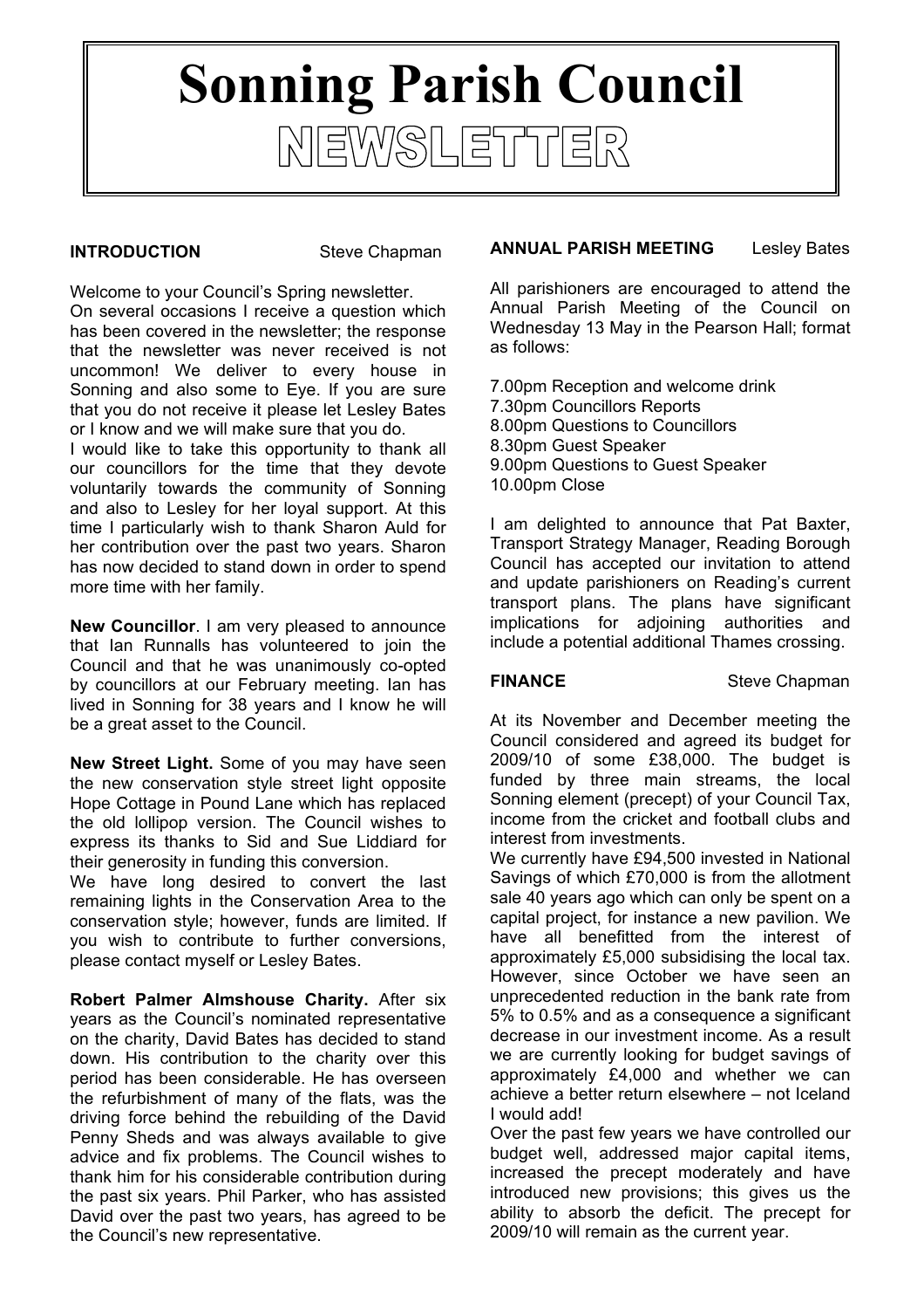# Sonning Parish Council

## NEWSLETTER

**INTRODUCTION** Steve Chapman

Welcome to your Council's Spring newsletter.

On several occasions I receive a question which has been covered in the newsletter; the response that the newsletter was never received is not uncommon! We deliver to every house in Sonning and also some to Eye. If you are sure that you do not receive it please let Lesley Bates or I know and we will make sure that you do.

I would like to take this opportunity to thank all our councillors for the time that they devote voluntarily towards the community of Sonning and also to Lesley for her loyal support. At this time I particularly wish to thank Sharon Auld for her contribution over the past two years. Sharon has now decided to stand down in order to spend more time with her family.

**New Councillor**. I am very pleased to announce that Ian Runnalls has volunteered to join the Council and that he was unanimously co-opted by councillors at our February meeting. Ian has lived in Sonning for 38 years and I know he will be a great asset to the Council.

**New Street Light.** Some of you may have seen the new conservation style street light opposite Hope Cottage in Pound Lane which has replaced the old lollipop version. The Council wishes to express its thanks to Sid and Sue Liddiard for their generosity in funding this conversion.

We have long desired to convert the last remaining lights in the Conservation Area to the conservation style; however, funds are limited. If you wish to contribute to further conversions, please contact myself or Lesley Bates.

**Robert Palmer Almshouse Charity.** After six years as the Council's nominated representative on the charity, David Bates has decided to stand down. His contribution to the charity over this period has been considerable. He has overseen the refurbishment of many of the flats, was the driving force behind the rebuilding of the David Penny Sheds and was always available to give advice and fix problems. The Council wishes to thank him for his considerable contribution during the past six years. Phil Parker, who has assisted David over the past two years, has agreed to be the Council's new representative.

**ANNUAL PARISH MEETING** Lesley Bates

All parishioners are encouraged to attend the Annual Parish Meeting of the Council on Wednesday 13 May in the Pearson Hall; format as follows:

7.00pm Reception and welcome drink
7.30pm Councillors Reports
8.00pm Questions to Councillors
8.30pm Guest Speaker
9.00pm Questions to Guest Speaker
10.00pm Close

I am delighted to announce that Pat Baxter, Transport Strategy Manager, Reading Borough Council has accepted our invitation to attend and update parishioners on Reading's current transport plans. The plans have significant implications for adjoining authorities and include a potential additional Thames crossing.

**FINANCE** Steve Chapman

At its November and December meeting the Council considered and agreed its budget for 2009/10 of some £38,000. The budget is funded by three main streams, the local Sonning element (precept) of your Council Tax, income from the cricket and football clubs and interest from investments.

We currently have £94,500 invested in National Savings of which £70,000 is from the allotment sale 40 years ago which can only be spent on a capital project, for instance a new pavilion. We have all benefitted from the interest of approximately £5,000 subsidising the local tax. However, since October we have seen an unprecedented reduction in the bank rate from 5% to 0.5% and as a consequence a significant decrease in our investment income. As a result we are currently looking for budget savings of approximately £4,000 and whether we can achieve a better return elsewhere – not Iceland I would add!

Over the past few years we have controlled our budget well, addressed major capital items, increased the precept moderately and have introduced new provisions; this gives us the ability to absorb the deficit. The precept for 2009/10 will remain as the current year.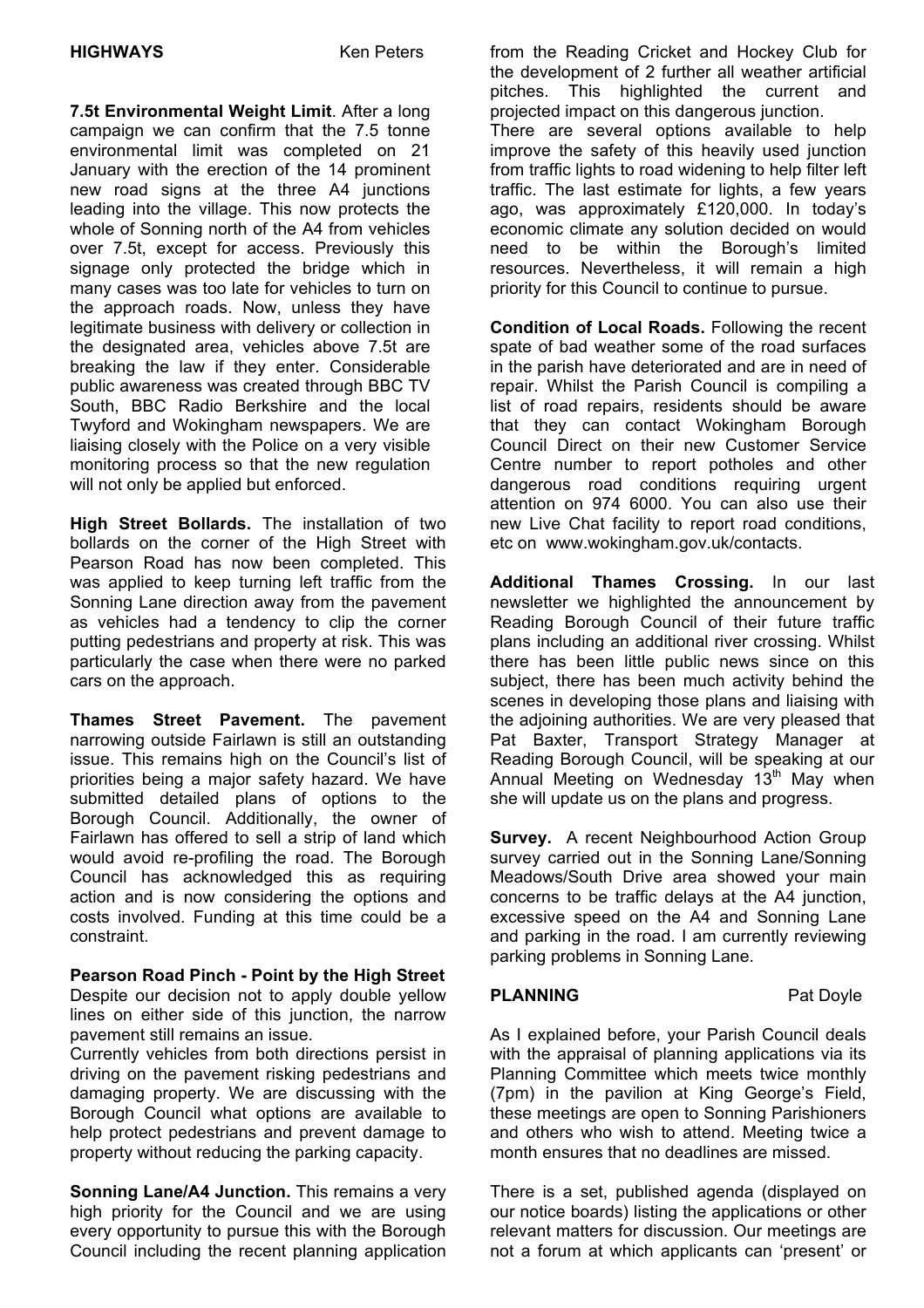## HIGHWAYS Ken Peters

**7.5t Environmental Weight Limit**. After a long campaign we can confirm that the 7.5 tonne environmental limit was completed on 21 January with the erection of the 14 prominent new road signs at the three A4 junctions leading into the village. This now protects the whole of Sonning north of the A4 from vehicles over 7.5t, except for access. Previously this signage only protected the bridge which in many cases was too late for vehicles to turn on the approach roads. Now, unless they have legitimate business with delivery or collection in the designated area, vehicles above 7.5t are breaking the law if they enter. Considerable public awareness was created through BBC TV South, BBC Radio Berkshire and the local Twyford and Wokingham newspapers. We are liaising closely with the Police on a very visible monitoring process so that the new regulation will not only be applied but enforced.

**High Street Bollards.** The installation of two bollards on the corner of the High Street with Pearson Road has now been completed. This was applied to keep turning left traffic from the Sonning Lane direction away from the pavement as vehicles had a tendency to clip the corner putting pedestrians and property at risk. This was particularly the case when there were no parked cars on the approach.

**Thames Street Pavement.** The pavement narrowing outside Fairlawn is still an outstanding issue. This remains high on the Council's list of priorities being a major safety hazard. We have submitted detailed plans of options to the Borough Council. Additionally, the owner of Fairlawn has offered to sell a strip of land which would avoid re-profiling the road. The Borough Council has acknowledged this as requiring action and is now considering the options and costs involved. Funding at this time could be a constraint.

**Pearson Road Pinch - Point by the High Street**
Despite our decision not to apply double yellow lines on either side of this junction, the narrow pavement still remains an issue.
Currently vehicles from both directions persist in driving on the pavement risking pedestrians and damaging property. We are discussing with the Borough Council what options are available to help protect pedestrians and prevent damage to property without reducing the parking capacity.

**Sonning Lane/A4 Junction.** This remains a very high priority for the Council and we are using every opportunity to pursue this with the Borough Council including the recent planning application from the Reading Cricket and Hockey Club for the development of 2 further all weather artificial pitches. This highlighted the current and projected impact on this dangerous junction.
There are several options available to help improve the safety of this heavily used junction from traffic lights to road widening to help filter left traffic. The last estimate for lights, a few years ago, was approximately £120,000. In today's economic climate any solution decided on would need to be within the Borough's limited resources. Nevertheless, it will remain a high priority for this Council to continue to pursue.

**Condition of Local Roads.** Following the recent spate of bad weather some of the road surfaces in the parish have deteriorated and are in need of repair. Whilst the Parish Council is compiling a list of road repairs, residents should be aware that they can contact Wokingham Borough Council Direct on their new Customer Service Centre number to report potholes and other dangerous road conditions requiring urgent attention on 974 6000. You can also use their new Live Chat facility to report road conditions, etc on www.wokingham.gov.uk/contacts.

**Additional Thames Crossing.** In our last newsletter we highlighted the announcement by Reading Borough Council of their future traffic plans including an additional river crossing. Whilst there has been little public news since on this subject, there has been much activity behind the scenes in developing those plans and liaising with the adjoining authorities. We are very pleased that Pat Baxter, Transport Strategy Manager at Reading Borough Council, will be speaking at our Annual Meeting on Wednesday 13th May when she will update us on the plans and progress.

**Survey.** A recent Neighbourhood Action Group survey carried out in the Sonning Lane/Sonning Meadows/South Drive area showed your main concerns to be traffic delays at the A4 junction, excessive speed on the A4 and Sonning Lane and parking in the road. I am currently reviewing parking problems in Sonning Lane.

## PLANNING Pat Doyle

As I explained before, your Parish Council deals with the appraisal of planning applications via its Planning Committee which meets twice monthly (7pm) in the pavilion at King George's Field, these meetings are open to Sonning Parishioners and others who wish to attend. Meeting twice a month ensures that no deadlines are missed.

There is a set, published agenda (displayed on our notice boards) listing the applications or other relevant matters for discussion. Our meetings are not a forum at which applicants can 'present' or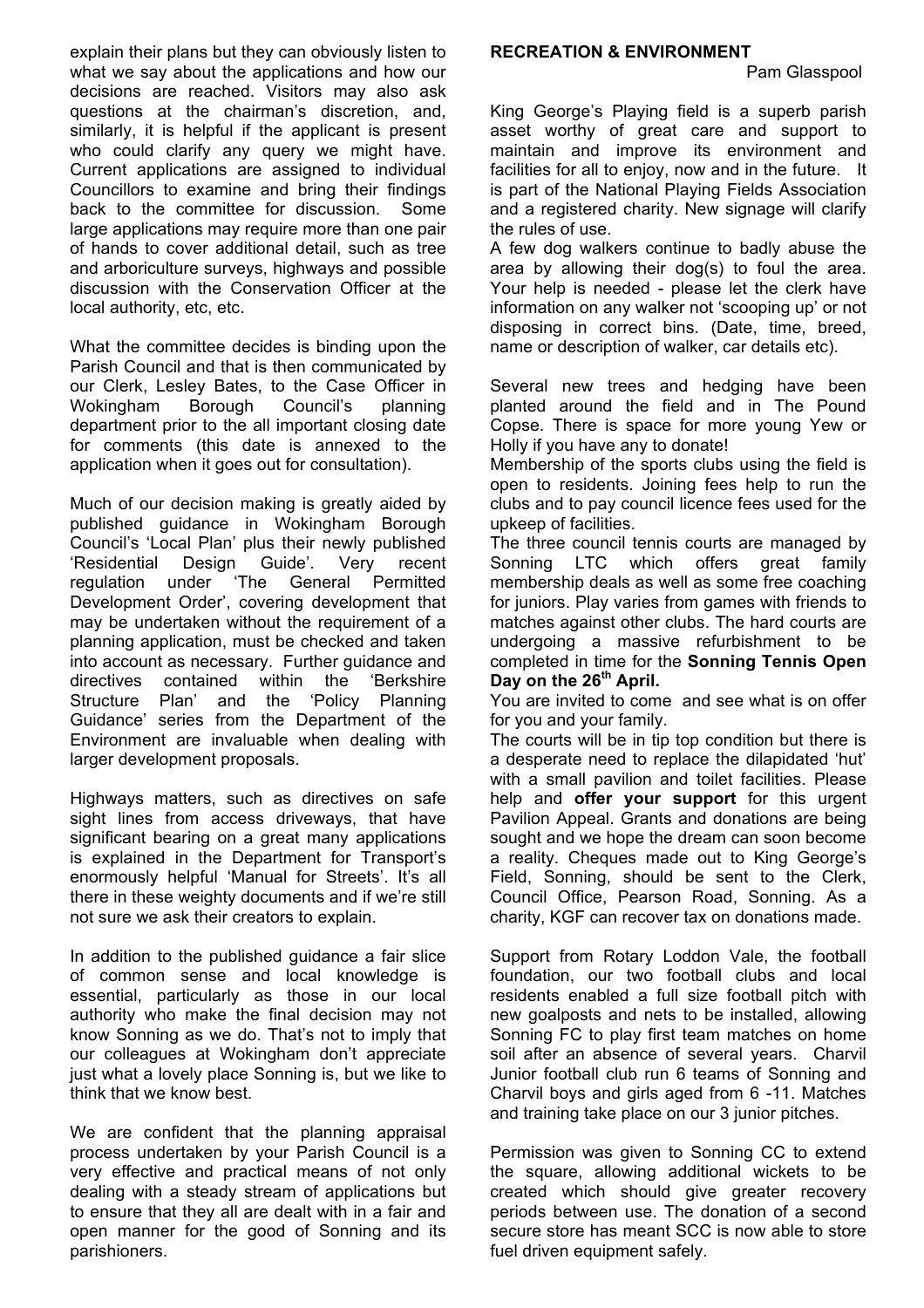explain their plans but they can obviously listen to what we say about the applications and how our decisions are reached. Visitors may also ask questions at the chairman's discretion, and, similarly, it is helpful if the applicant is present who could clarify any query we might have. Current applications are assigned to individual Councillors to examine and bring their findings back to the committee for discussion. Some large applications may require more than one pair of hands to cover additional detail, such as tree and arboriculture surveys, highways and possible discussion with the Conservation Officer at the local authority, etc, etc.

What the committee decides is binding upon the Parish Council and that is then communicated by our Clerk, Lesley Bates, to the Case Officer in Wokingham Borough Council's planning department prior to the all important closing date for comments (this date is annexed to the application when it goes out for consultation).

Much of our decision making is greatly aided by published guidance in Wokingham Borough Council's 'Local Plan' plus their newly published 'Residential Design Guide'. Very recent regulation under 'The General Permitted Development Order', covering development that may be undertaken without the requirement of a planning application, must be checked and taken into account as necessary. Further guidance and directives contained within the 'Berkshire Structure Plan' and the 'Policy Planning Guidance' series from the Department of the Environment are invaluable when dealing with larger development proposals.

Highways matters, such as directives on safe sight lines from access driveways, that have significant bearing on a great many applications is explained in the Department for Transport's enormously helpful 'Manual for Streets'. It's all there in these weighty documents and if we're still not sure we ask their creators to explain.

In addition to the published guidance a fair slice of common sense and local knowledge is essential, particularly as those in our local authority who make the final decision may not know Sonning as we do. That's not to imply that our colleagues at Wokingham don't appreciate just what a lovely place Sonning is, but we like to think that we know best.

We are confident that the planning appraisal process undertaken by your Parish Council is a very effective and practical means of not only dealing with a steady stream of applications but to ensure that they all are dealt with in a fair and open manner for the good of Sonning and its parishioners.

**RECREATION & ENVIRONMENT**

Pam Glasspool

King George's Playing field is a superb parish asset worthy of great care and support to maintain and improve its environment and facilities for all to enjoy, now and in the future. It is part of the National Playing Fields Association and a registered charity. New signage will clarify the rules of use.

A few dog walkers continue to badly abuse the area by allowing their dog(s) to foul the area. Your help is needed - please let the clerk have information on any walker not 'scooping up' or not disposing in correct bins. (Date, time, breed, name or description of walker, car details etc).

Several new trees and hedging have been planted around the field and in The Pound Copse. There is space for more young Yew or Holly if you have any to donate!

Membership of the sports clubs using the field is open to residents. Joining fees help to run the clubs and to pay council licence fees used for the upkeep of facilities.

The three council tennis courts are managed by Sonning LTC which offers great family membership deals as well as some free coaching for juniors. Play varies from games with friends to matches against other clubs. The hard courts are undergoing a massive refurbishment to be completed in time for the **Sonning Tennis Open Day on the 26th April.**

You are invited to come and see what is on offer for you and your family.

The courts will be in tip top condition but there is a desperate need to replace the dilapidated 'hut' with a small pavilion and toilet facilities. Please help and **offer your support** for this urgent Pavilion Appeal. Grants and donations are being sought and we hope the dream can soon become a reality. Cheques made out to King George's Field, Sonning, should be sent to the Clerk, Council Office, Pearson Road, Sonning. As a charity, KGF can recover tax on donations made.

Support from Rotary Loddon Vale, the football foundation, our two football clubs and local residents enabled a full size football pitch with new goalposts and nets to be installed, allowing Sonning FC to play first team matches on home soil after an absence of several years. Charvil Junior football club run 6 teams of Sonning and Charvil boys and girls aged from 6 -11. Matches and training take place on our 3 junior pitches.

Permission was given to Sonning CC to extend the square, allowing additional wickets to be created which should give greater recovery periods between use. The donation of a second secure store has meant SCC is now able to store fuel driven equipment safely.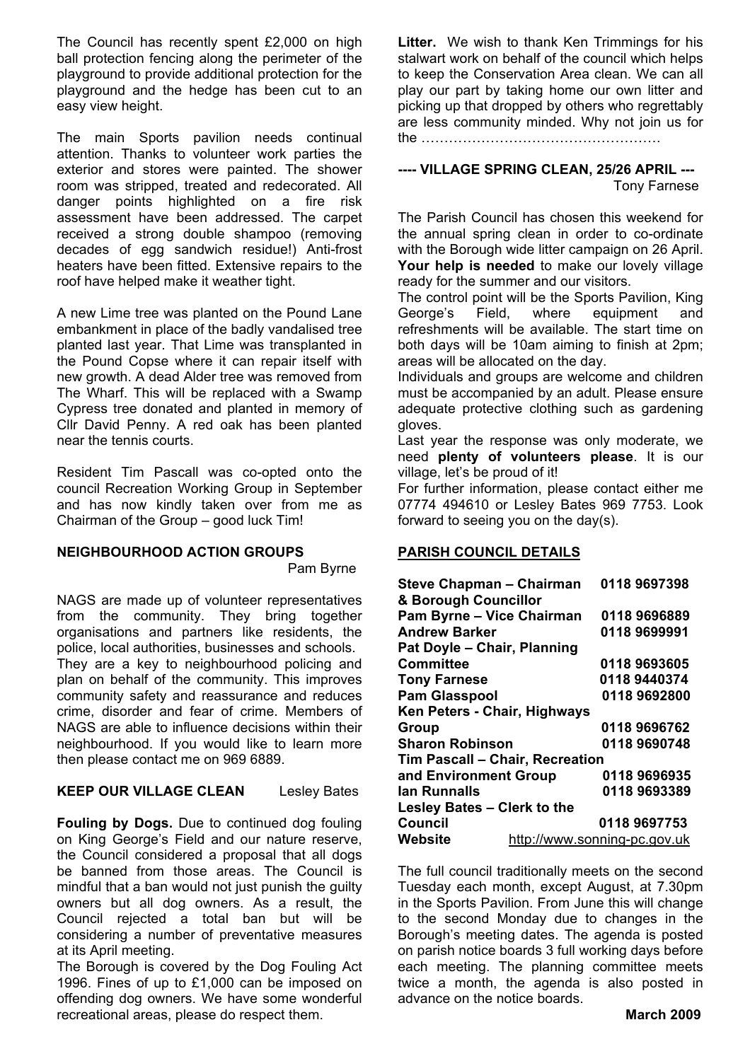The Council has recently spent £2,000 on high ball protection fencing along the perimeter of the playground to provide additional protection for the playground and the hedge has been cut to an easy view height.

The main Sports pavilion needs continual attention. Thanks to volunteer work parties the exterior and stores were painted. The shower room was stripped, treated and redecorated. All danger points highlighted on a fire risk assessment have been addressed. The carpet received a strong double shampoo (removing decades of egg sandwich residue!) Anti-frost heaters have been fitted. Extensive repairs to the roof have helped make it weather tight.

A new Lime tree was planted on the Pound Lane embankment in place of the badly vandalised tree planted last year. That Lime was transplanted in the Pound Copse where it can repair itself with new growth. A dead Alder tree was removed from The Wharf. This will be replaced with a Swamp Cypress tree donated and planted in memory of Cllr David Penny. A red oak has been planted near the tennis courts.

Resident Tim Pascall was co-opted onto the council Recreation Working Group in September and has now kindly taken over from me as Chairman of the Group – good luck Tim!

## NEIGHBOURHOOD ACTION GROUPS

Pam Byrne

NAGS are made up of volunteer representatives from the community. They bring together organisations and partners like residents, the police, local authorities, businesses and schools. They are a key to neighbourhood policing and plan on behalf of the community. This improves community safety and reassurance and reduces crime, disorder and fear of crime. Members of NAGS are able to influence decisions within their neighbourhood. If you would like to learn more then please contact me on 969 6889.

## KEEP OUR VILLAGE CLEAN

Lesley Bates

**Fouling by Dogs.** Due to continued dog fouling on King George's Field and our nature reserve, the Council considered a proposal that all dogs be banned from those areas. The Council is mindful that a ban would not just punish the guilty owners but all dog owners. As a result, the Council rejected a total ban but will be considering a number of preventative measures at its April meeting.

The Borough is covered by the Dog Fouling Act 1996. Fines of up to £1,000 can be imposed on offending dog owners. We have some wonderful recreational areas, please do respect them.

**Litter.** We wish to thank Ken Trimmings for his stalwart work on behalf of the council which helps to keep the Conservation Area clean. We can all play our part by taking home our own litter and picking up that dropped by others who regrettably are less community minded. Why not join us for the ……………………………………………

## ---- VILLAGE SPRING CLEAN, 25/26 APRIL ---

Tony Farnese

The Parish Council has chosen this weekend for the annual spring clean in order to co-ordinate with the Borough wide litter campaign on 26 April. **Your help is needed** to make our lovely village ready for the summer and our visitors.

The control point will be the Sports Pavilion, King George's Field, where equipment and refreshments will be available. The start time on both days will be 10am aiming to finish at 2pm; areas will be allocated on the day.

Individuals and groups are welcome and children must be accompanied by an adult. Please ensure adequate protective clothing such as gardening gloves.

Last year the response was only moderate, we need **plenty of volunteers please**. It is our village, let's be proud of it!

For further information, please contact either me 07774 494610 or Lesley Bates 969 7753. Look forward to seeing you on the day(s).

## PARISH COUNCIL DETAILS

| | |
|---|---|
| **Steve Chapman – Chairman & Borough Councillor** | **0118 9697398** |
| **Pam Byrne – Vice Chairman** | **0118 9696889** |
| **Andrew Barker** | **0118 9699991** |
| **Pat Doyle – Chair, Planning Committee** | **0118 9693605** |
| **Tony Farnese** | **0118 9440374** |
| **Pam Glasspool** | **0118 9692800** |
| **Ken Peters - Chair, Highways Group** | **0118 9696762** |
| **Sharon Robinson** | **0118 9690748** |
| **Tim Pascall – Chair, Recreation and Environment Group** | **0118 9696935** |
| **Ian Runnalls** | **0118 9693389** |
| **Lesley Bates – Clerk to the Council** | **0118 9697753** |
| **Website** | http://www.sonning-pc.gov.uk |

The full council traditionally meets on the second Tuesday each month, except August, at 7.30pm in the Sports Pavilion. From June this will change to the second Monday due to changes in the Borough's meeting dates. The agenda is posted on parish notice boards 3 full working days before each meeting. The planning committee meets twice a month, the agenda is also posted in advance on the notice boards.

**March 2009**